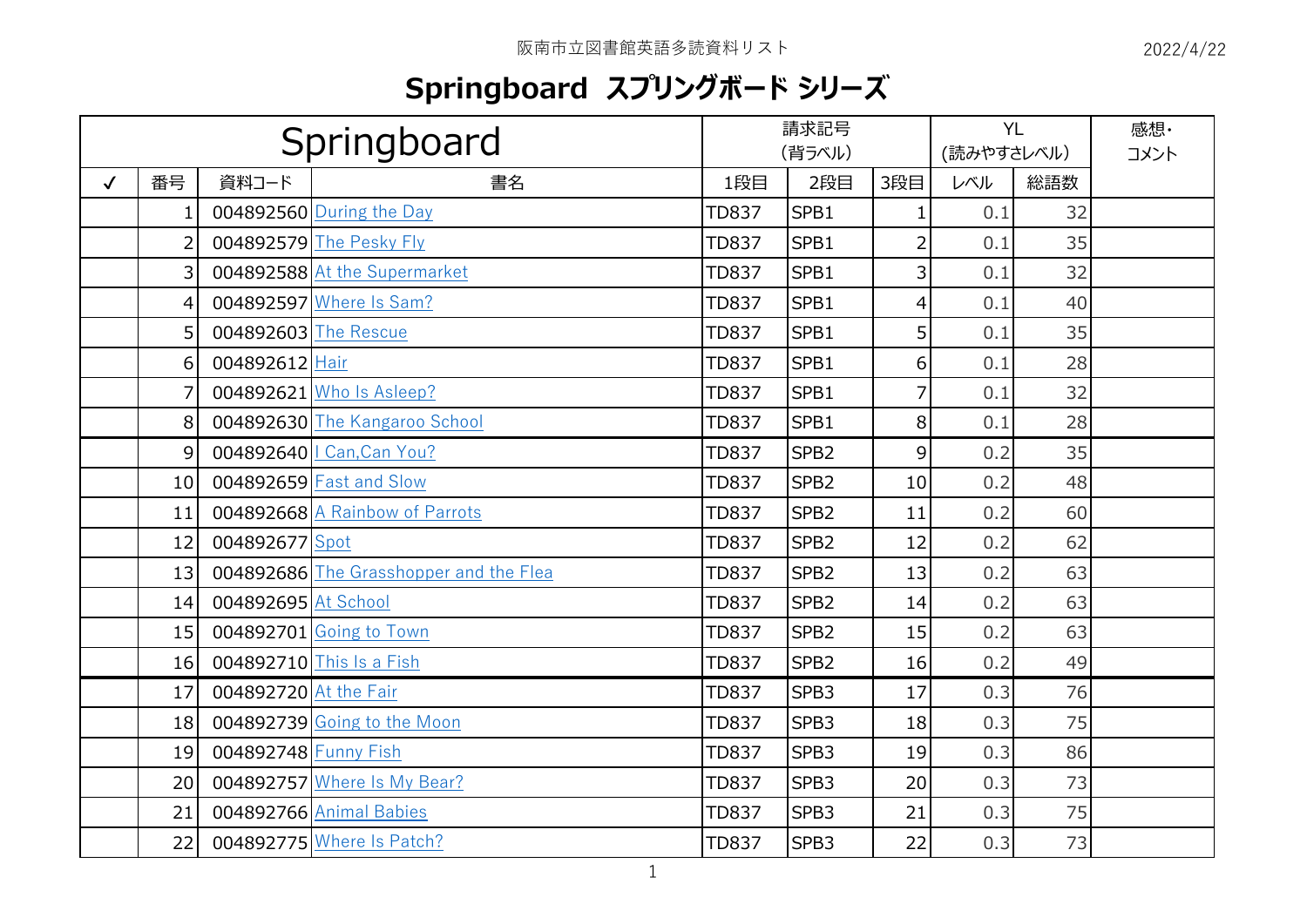阪南市立図書館英語多読資料リスト

2022/4/22

# Springboard スプリングボード シリーズ

| Springboard | | | | 請求記号（背ラベル） | | | YL（読みやすさレベル） | | 感想・コメント |
|---|---|---|---|---|---|---|---|---|---|
| ✓ | 番号 | 資料コード | 書名 | 1段目 | 2段目 | 3段目 | レベル | 総語数 | |
| | 1 | 004892560 | During the Day | TD837 | SPB1 | 1 | 0.1 | 32 | |
| | 2 | 004892579 | The Pesky Fly | TD837 | SPB1 | 2 | 0.1 | 35 | |
| | 3 | 004892588 | At the Supermarket | TD837 | SPB1 | 3 | 0.1 | 32 | |
| | 4 | 004892597 | Where Is Sam? | TD837 | SPB1 | 4 | 0.1 | 40 | |
| | 5 | 004892603 | The Rescue | TD837 | SPB1 | 5 | 0.1 | 35 | |
| | 6 | 004892612 | Hair | TD837 | SPB1 | 6 | 0.1 | 28 | |
| | 7 | 004892621 | Who Is Asleep? | TD837 | SPB1 | 7 | 0.1 | 32 | |
| | 8 | 004892630 | The Kangaroo School | TD837 | SPB1 | 8 | 0.1 | 28 | |
| | 9 | 004892640 | I Can,Can You? | TD837 | SPB2 | 9 | 0.2 | 35 | |
| | 10 | 004892659 | Fast and Slow | TD837 | SPB2 | 10 | 0.2 | 48 | |
| | 11 | 004892668 | A Rainbow of Parrots | TD837 | SPB2 | 11 | 0.2 | 60 | |
| | 12 | 004892677 | Spot | TD837 | SPB2 | 12 | 0.2 | 62 | |
| | 13 | 004892686 | The Grasshopper and the Flea | TD837 | SPB2 | 13 | 0.2 | 63 | |
| | 14 | 004892695 | At School | TD837 | SPB2 | 14 | 0.2 | 63 | |
| | 15 | 004892701 | Going to Town | TD837 | SPB2 | 15 | 0.2 | 63 | |
| | 16 | 004892710 | This Is a Fish | TD837 | SPB2 | 16 | 0.2 | 49 | |
| | 17 | 004892720 | At the Fair | TD837 | SPB3 | 17 | 0.3 | 76 | |
| | 18 | 004892739 | Going to the Moon | TD837 | SPB3 | 18 | 0.3 | 75 | |
| | 19 | 004892748 | Funny Fish | TD837 | SPB3 | 19 | 0.3 | 86 | |
| | 20 | 004892757 | Where Is My Bear? | TD837 | SPB3 | 20 | 0.3 | 73 | |
| | 21 | 004892766 | Animal Babies | TD837 | SPB3 | 21 | 0.3 | 75 | |
| | 22 | 004892775 | Where Is Patch? | TD837 | SPB3 | 22 | 0.3 | 73 | |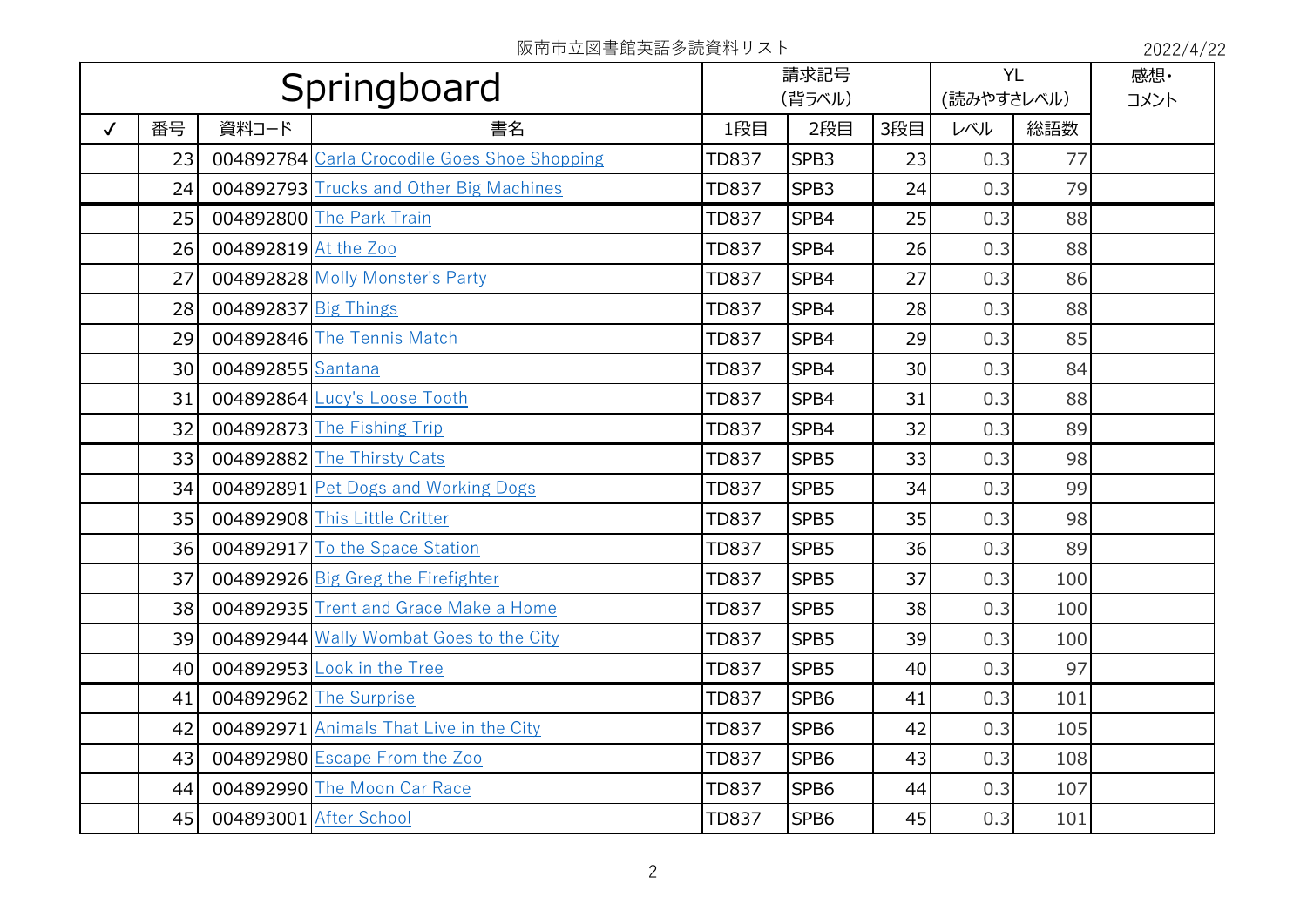阪南市立図書館英語多読資料リスト

2022/4/22

| Springboard | | | | 請求記号（背ラベル） | | | YL（読みやすさレベル） | | 感想・コメント |
|---|---|---|---|---|---|---|---|---|---|
| ✓ | 番号 | 資料コード | 書名 | 1段目 | 2段目 | 3段目 | レベル | 総語数 | |
| | 23 | 004892784 | Carla Crocodile Goes Shoe Shopping | TD837 | SPB3 | 23 | 0.3 | 77 | |
| | 24 | 004892793 | Trucks and Other Big Machines | TD837 | SPB3 | 24 | 0.3 | 79 | |
| | 25 | 004892800 | The Park Train | TD837 | SPB4 | 25 | 0.3 | 88 | |
| | 26 | 004892819 | At the Zoo | TD837 | SPB4 | 26 | 0.3 | 88 | |
| | 27 | 004892828 | Molly Monster's Party | TD837 | SPB4 | 27 | 0.3 | 86 | |
| | 28 | 004892837 | Big Things | TD837 | SPB4 | 28 | 0.3 | 88 | |
| | 29 | 004892846 | The Tennis Match | TD837 | SPB4 | 29 | 0.3 | 85 | |
| | 30 | 004892855 | Santana | TD837 | SPB4 | 30 | 0.3 | 84 | |
| | 31 | 004892864 | Lucy's Loose Tooth | TD837 | SPB4 | 31 | 0.3 | 88 | |
| | 32 | 004892873 | The Fishing Trip | TD837 | SPB4 | 32 | 0.3 | 89 | |
| | 33 | 004892882 | The Thirsty Cats | TD837 | SPB5 | 33 | 0.3 | 98 | |
| | 34 | 004892891 | Pet Dogs and Working Dogs | TD837 | SPB5 | 34 | 0.3 | 99 | |
| | 35 | 004892908 | This Little Critter | TD837 | SPB5 | 35 | 0.3 | 98 | |
| | 36 | 004892917 | To the Space Station | TD837 | SPB5 | 36 | 0.3 | 89 | |
| | 37 | 004892926 | Big Greg the Firefighter | TD837 | SPB5 | 37 | 0.3 | 100 | |
| | 38 | 004892935 | Trent and Grace Make a Home | TD837 | SPB5 | 38 | 0.3 | 100 | |
| | 39 | 004892944 | Wally Wombat Goes to the City | TD837 | SPB5 | 39 | 0.3 | 100 | |
| | 40 | 004892953 | Look in the Tree | TD837 | SPB5 | 40 | 0.3 | 97 | |
| | 41 | 004892962 | The Surprise | TD837 | SPB6 | 41 | 0.3 | 101 | |
| | 42 | 004892971 | Animals That Live in the City | TD837 | SPB6 | 42 | 0.3 | 105 | |
| | 43 | 004892980 | Escape From the Zoo | TD837 | SPB6 | 43 | 0.3 | 108 | |
| | 44 | 004892990 | The Moon Car Race | TD837 | SPB6 | 44 | 0.3 | 107 | |
| | 45 | 004893001 | After School | TD837 | SPB6 | 45 | 0.3 | 101 | |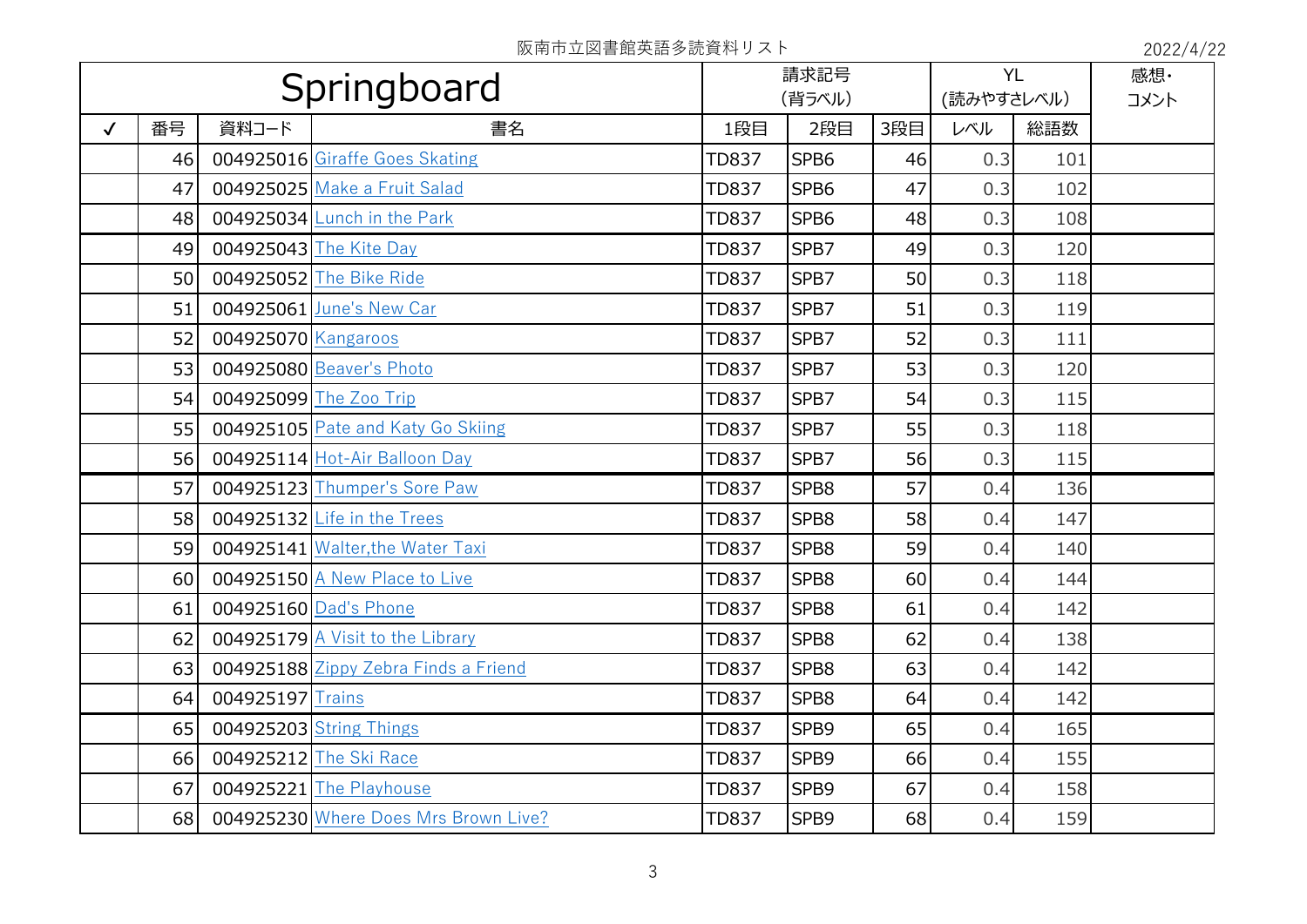阪南市立図書館英語多読資料リスト

2022/4/22

| Springboard | | | | 請求記号（背ラベル） | | | YL（読みやすさレベル） | | 感想・コメント |
|---|---|---|---|---|---|---|---|---|---|
| ✓ | 番号 | 資料コード | 書名 | 1段目 | 2段目 | 3段目 | レベル | 総語数 | |
| | 46 | 004925016 | Giraffe Goes Skating | TD837 | SPB6 | 46 | 0.3 | 101 | |
| | 47 | 004925025 | Make a Fruit Salad | TD837 | SPB6 | 47 | 0.3 | 102 | |
| | 48 | 004925034 | Lunch in the Park | TD837 | SPB6 | 48 | 0.3 | 108 | |
| | 49 | 004925043 | The Kite Day | TD837 | SPB7 | 49 | 0.3 | 120 | |
| | 50 | 004925052 | The Bike Ride | TD837 | SPB7 | 50 | 0.3 | 118 | |
| | 51 | 004925061 | June's New Car | TD837 | SPB7 | 51 | 0.3 | 119 | |
| | 52 | 004925070 | Kangaroos | TD837 | SPB7 | 52 | 0.3 | 111 | |
| | 53 | 004925080 | Beaver's Photo | TD837 | SPB7 | 53 | 0.3 | 120 | |
| | 54 | 004925099 | The Zoo Trip | TD837 | SPB7 | 54 | 0.3 | 115 | |
| | 55 | 004925105 | Pate and Katy Go Skiing | TD837 | SPB7 | 55 | 0.3 | 118 | |
| | 56 | 004925114 | Hot-Air Balloon Day | TD837 | SPB7 | 56 | 0.3 | 115 | |
| | 57 | 004925123 | Thumper's Sore Paw | TD837 | SPB8 | 57 | 0.4 | 136 | |
| | 58 | 004925132 | Life in the Trees | TD837 | SPB8 | 58 | 0.4 | 147 | |
| | 59 | 004925141 | Walter,the Water Taxi | TD837 | SPB8 | 59 | 0.4 | 140 | |
| | 60 | 004925150 | A New Place to Live | TD837 | SPB8 | 60 | 0.4 | 144 | |
| | 61 | 004925160 | Dad's Phone | TD837 | SPB8 | 61 | 0.4 | 142 | |
| | 62 | 004925179 | A Visit to the Library | TD837 | SPB8 | 62 | 0.4 | 138 | |
| | 63 | 004925188 | Zippy Zebra Finds a Friend | TD837 | SPB8 | 63 | 0.4 | 142 | |
| | 64 | 004925197 | Trains | TD837 | SPB8 | 64 | 0.4 | 142 | |
| | 65 | 004925203 | String Things | TD837 | SPB9 | 65 | 0.4 | 165 | |
| | 66 | 004925212 | The Ski Race | TD837 | SPB9 | 66 | 0.4 | 155 | |
| | 67 | 004925221 | The Playhouse | TD837 | SPB9 | 67 | 0.4 | 158 | |
| | 68 | 004925230 | Where Does Mrs Brown Live? | TD837 | SPB9 | 68 | 0.4 | 159 | |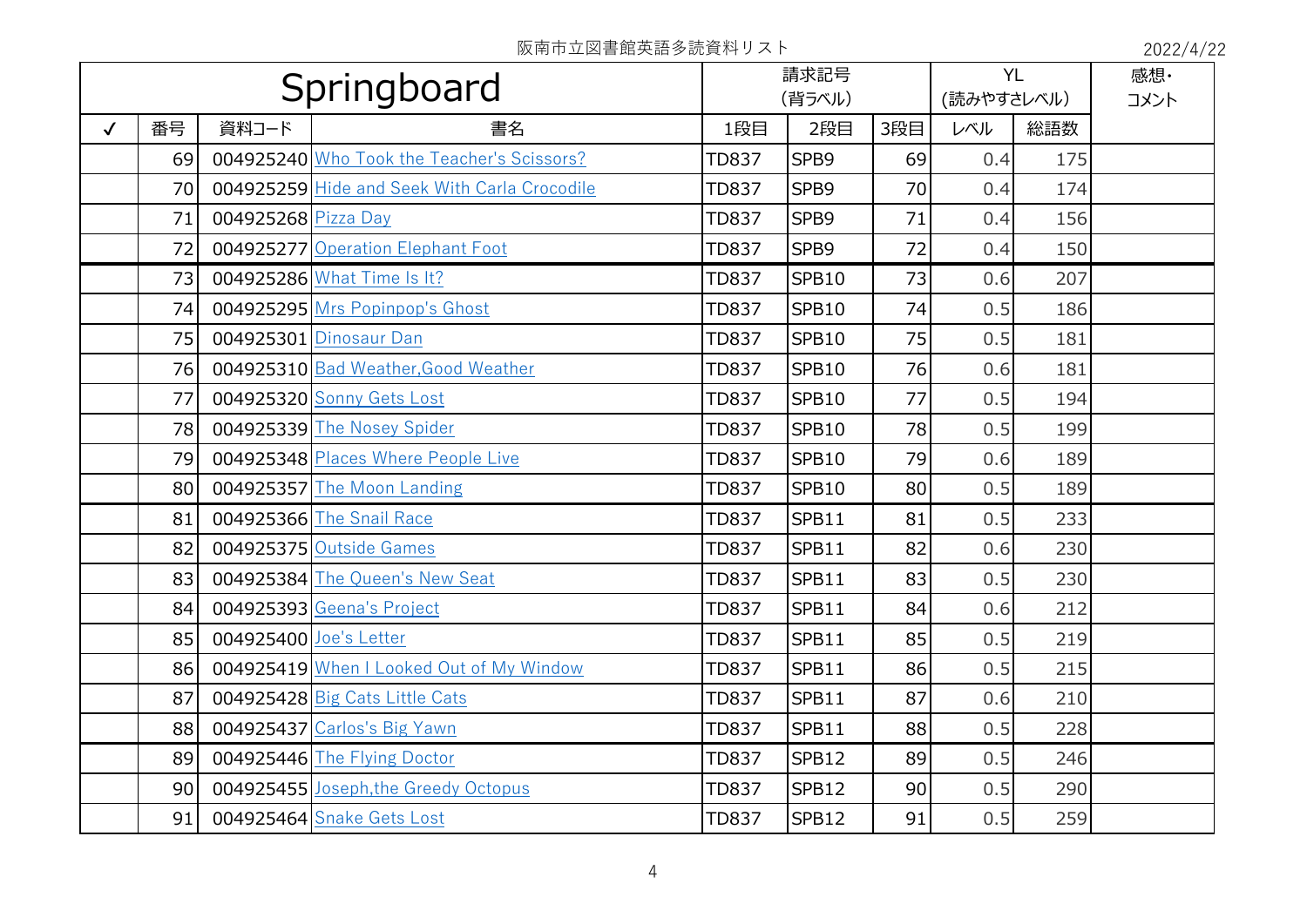阪南市立図書館英語多読資料リスト

2022/4/22

| Springboard | | | | 請求記号（背ラベル） | | | YL（読みやすさレベル） | | 感想・コメント |
|---|---|---|---|---|---|---|---|---|---|
| ✓ | 番号 | 資料コード | 書名 | 1段目 | 2段目 | 3段目 | レベル | 総語数 | |
| | 69 | 004925240 | Who Took the Teacher's Scissors? | TD837 | SPB9 | 69 | 0.4 | 175 | |
| | 70 | 004925259 | Hide and Seek With Carla Crocodile | TD837 | SPB9 | 70 | 0.4 | 174 | |
| | 71 | 004925268 | Pizza Day | TD837 | SPB9 | 71 | 0.4 | 156 | |
| | 72 | 004925277 | Operation Elephant Foot | TD837 | SPB9 | 72 | 0.4 | 150 | |
| | 73 | 004925286 | What Time Is It? | TD837 | SPB10 | 73 | 0.6 | 207 | |
| | 74 | 004925295 | Mrs Popinpop's Ghost | TD837 | SPB10 | 74 | 0.5 | 186 | |
| | 75 | 004925301 | Dinosaur Dan | TD837 | SPB10 | 75 | 0.5 | 181 | |
| | 76 | 004925310 | Bad Weather,Good Weather | TD837 | SPB10 | 76 | 0.6 | 181 | |
| | 77 | 004925320 | Sonny Gets Lost | TD837 | SPB10 | 77 | 0.5 | 194 | |
| | 78 | 004925339 | The Nosey Spider | TD837 | SPB10 | 78 | 0.5 | 199 | |
| | 79 | 004925348 | Places Where People Live | TD837 | SPB10 | 79 | 0.6 | 189 | |
| | 80 | 004925357 | The Moon Landing | TD837 | SPB10 | 80 | 0.5 | 189 | |
| | 81 | 004925366 | The Snail Race | TD837 | SPB11 | 81 | 0.5 | 233 | |
| | 82 | 004925375 | Outside Games | TD837 | SPB11 | 82 | 0.6 | 230 | |
| | 83 | 004925384 | The Queen's New Seat | TD837 | SPB11 | 83 | 0.5 | 230 | |
| | 84 | 004925393 | Geena's Project | TD837 | SPB11 | 84 | 0.6 | 212 | |
| | 85 | 004925400 | Joe's Letter | TD837 | SPB11 | 85 | 0.5 | 219 | |
| | 86 | 004925419 | When I Looked Out of My Window | TD837 | SPB11 | 86 | 0.5 | 215 | |
| | 87 | 004925428 | Big Cats Little Cats | TD837 | SPB11 | 87 | 0.6 | 210 | |
| | 88 | 004925437 | Carlos's Big Yawn | TD837 | SPB11 | 88 | 0.5 | 228 | |
| | 89 | 004925446 | The Flying Doctor | TD837 | SPB12 | 89 | 0.5 | 246 | |
| | 90 | 004925455 | Joseph,the Greedy Octopus | TD837 | SPB12 | 90 | 0.5 | 290 | |
| | 91 | 004925464 | Snake Gets Lost | TD837 | SPB12 | 91 | 0.5 | 259 | |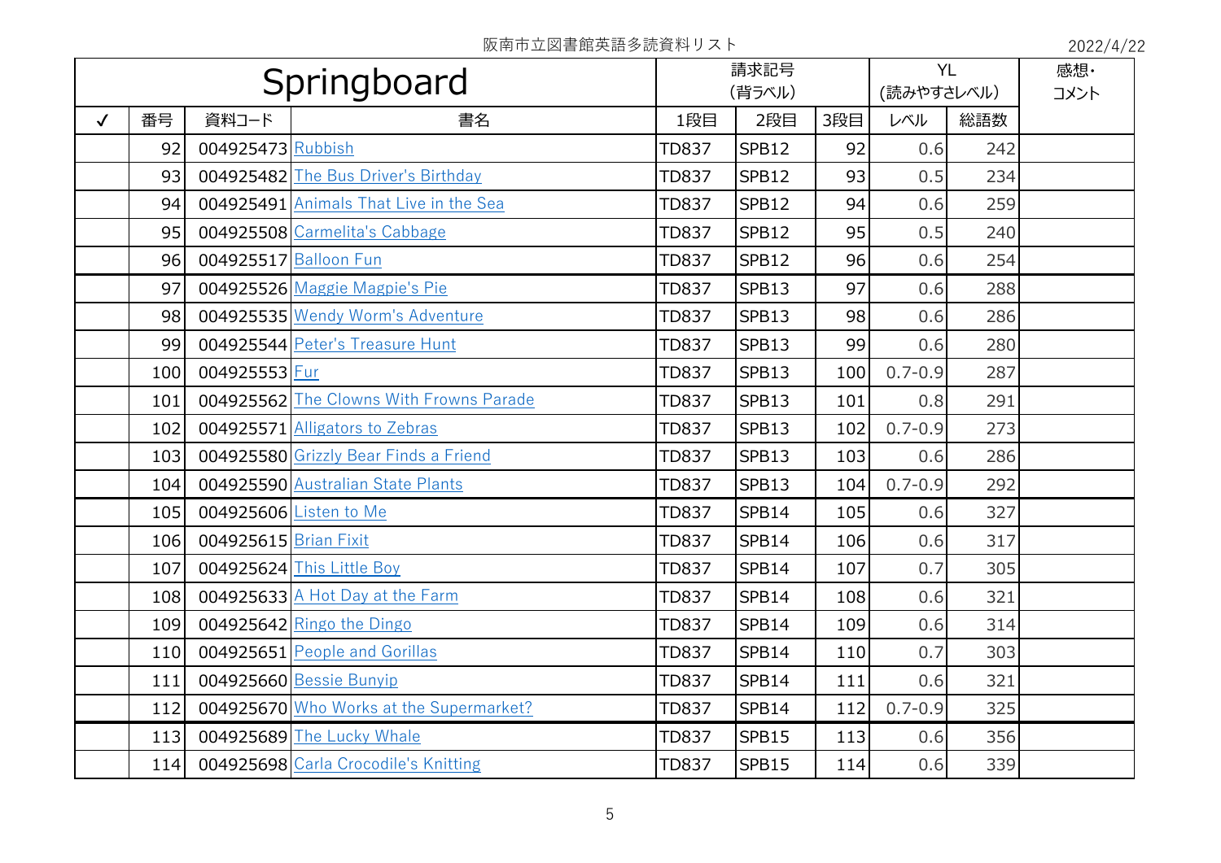阪南市立図書館英語多読資料リスト

2022/4/22

| Springboard | | | | 請求記号（背ラベル） | | | YL（読みやすさレベル） | | 感想・コメント |
|---|---|---|---|---|---|---|---|---|---|
| ✓ | 番号 | 資料コード | 書名 | 1段目 | 2段目 | 3段目 | レベル | 総語数 | |
| | 92 | 004925473 | Rubbish | TD837 | SPB12 | 92 | 0.6 | 242 | |
| | 93 | 004925482 | The Bus Driver's Birthday | TD837 | SPB12 | 93 | 0.5 | 234 | |
| | 94 | 004925491 | Animals That Live in the Sea | TD837 | SPB12 | 94 | 0.6 | 259 | |
| | 95 | 004925508 | Carmelita's Cabbage | TD837 | SPB12 | 95 | 0.5 | 240 | |
| | 96 | 004925517 | Balloon Fun | TD837 | SPB12 | 96 | 0.6 | 254 | |
| | 97 | 004925526 | Maggie Magpie's Pie | TD837 | SPB13 | 97 | 0.6 | 288 | |
| | 98 | 004925535 | Wendy Worm's Adventure | TD837 | SPB13 | 98 | 0.6 | 286 | |
| | 99 | 004925544 | Peter's Treasure Hunt | TD837 | SPB13 | 99 | 0.6 | 280 | |
| | 100 | 004925553 | Fur | TD837 | SPB13 | 100 | 0.7-0.9 | 287 | |
| | 101 | 004925562 | The Clowns With Frowns Parade | TD837 | SPB13 | 101 | 0.8 | 291 | |
| | 102 | 004925571 | Alligators to Zebras | TD837 | SPB13 | 102 | 0.7-0.9 | 273 | |
| | 103 | 004925580 | Grizzly Bear Finds a Friend | TD837 | SPB13 | 103 | 0.6 | 286 | |
| | 104 | 004925590 | Australian State Plants | TD837 | SPB13 | 104 | 0.7-0.9 | 292 | |
| | 105 | 004925606 | Listen to Me | TD837 | SPB14 | 105 | 0.6 | 327 | |
| | 106 | 004925615 | Brian Fixit | TD837 | SPB14 | 106 | 0.6 | 317 | |
| | 107 | 004925624 | This Little Boy | TD837 | SPB14 | 107 | 0.7 | 305 | |
| | 108 | 004925633 | A Hot Day at the Farm | TD837 | SPB14 | 108 | 0.6 | 321 | |
| | 109 | 004925642 | Ringo the Dingo | TD837 | SPB14 | 109 | 0.6 | 314 | |
| | 110 | 004925651 | People and Gorillas | TD837 | SPB14 | 110 | 0.7 | 303 | |
| | 111 | 004925660 | Bessie Bunyip | TD837 | SPB14 | 111 | 0.6 | 321 | |
| | 112 | 004925670 | Who Works at the Supermarket? | TD837 | SPB14 | 112 | 0.7-0.9 | 325 | |
| | 113 | 004925689 | The Lucky Whale | TD837 | SPB15 | 113 | 0.6 | 356 | |
| | 114 | 004925698 | Carla Crocodile's Knitting | TD837 | SPB15 | 114 | 0.6 | 339 | |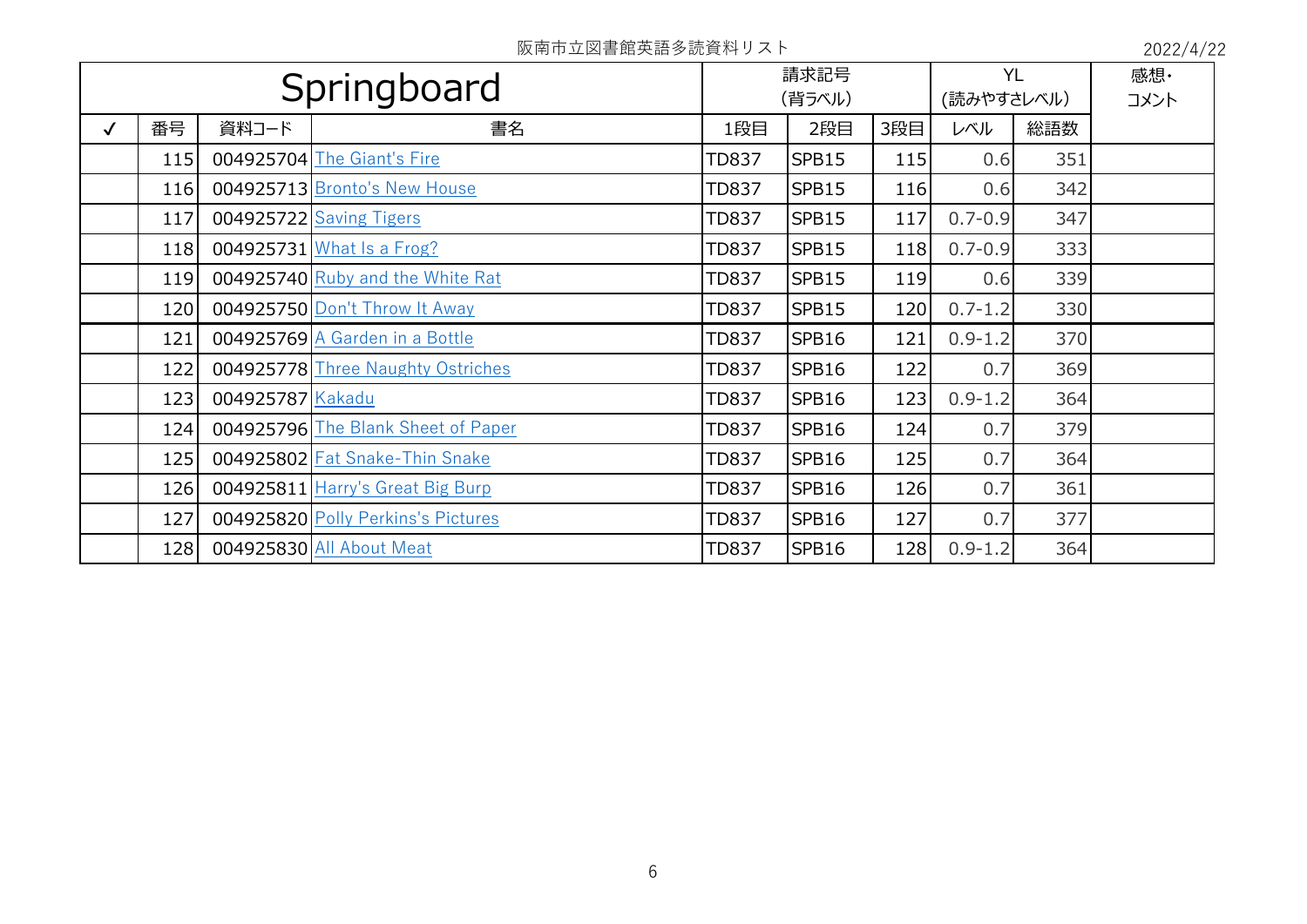阪南市立図書館英語多読資料リスト

2022/4/22

| Springboard | | | | 請求記号（背ラベル） | | | YL（読みやすさレベル） | | 感想・コメント |
|---|---|---|---|---|---|---|---|---|---|
| ✓ | 番号 | 資料コード | 書名 | 1段目 | 2段目 | 3段目 | レベル | 総語数 | |
| | 115 | 004925704 | The Giant's Fire | TD837 | SPB15 | 115 | 0.6 | 351 | |
| | 116 | 004925713 | Bronto's New House | TD837 | SPB15 | 116 | 0.6 | 342 | |
| | 117 | 004925722 | Saving Tigers | TD837 | SPB15 | 117 | 0.7-0.9 | 347 | |
| | 118 | 004925731 | What Is a Frog? | TD837 | SPB15 | 118 | 0.7-0.9 | 333 | |
| | 119 | 004925740 | Ruby and the White Rat | TD837 | SPB15 | 119 | 0.6 | 339 | |
| | 120 | 004925750 | Don't Throw It Away | TD837 | SPB15 | 120 | 0.7-1.2 | 330 | |
| | 121 | 004925769 | A Garden in a Bottle | TD837 | SPB16 | 121 | 0.9-1.2 | 370 | |
| | 122 | 004925778 | Three Naughty Ostriches | TD837 | SPB16 | 122 | 0.7 | 369 | |
| | 123 | 004925787 | Kakadu | TD837 | SPB16 | 123 | 0.9-1.2 | 364 | |
| | 124 | 004925796 | The Blank Sheet of Paper | TD837 | SPB16 | 124 | 0.7 | 379 | |
| | 125 | 004925802 | Fat Snake-Thin Snake | TD837 | SPB16 | 125 | 0.7 | 364 | |
| | 126 | 004925811 | Harry's Great Big Burp | TD837 | SPB16 | 126 | 0.7 | 361 | |
| | 127 | 004925820 | Polly Perkins's Pictures | TD837 | SPB16 | 127 | 0.7 | 377 | |
| | 128 | 004925830 | All About Meat | TD837 | SPB16 | 128 | 0.9-1.2 | 364 | |